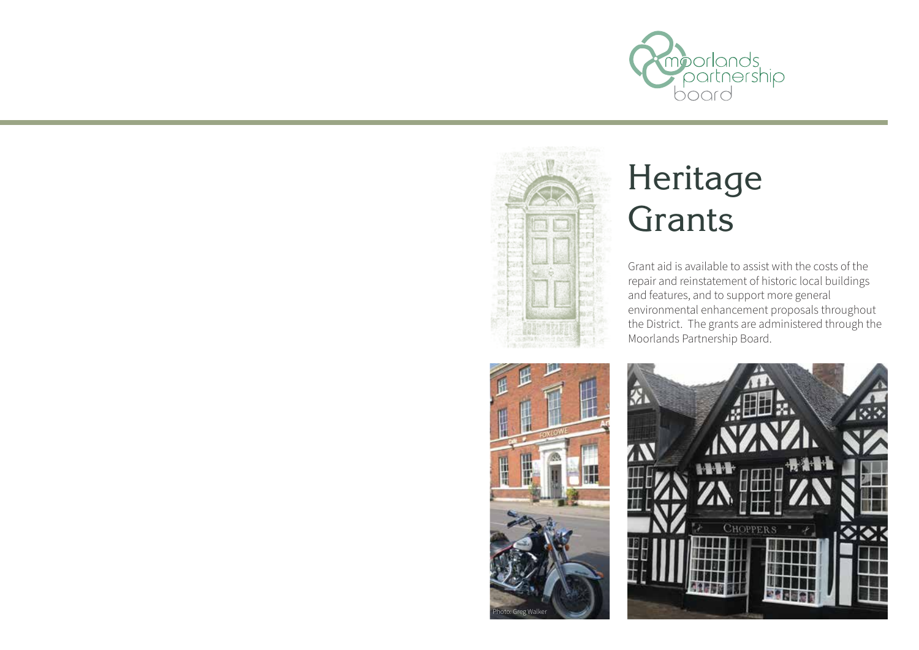moorlands partnership board

# Heritage Grants

Grant aid is available to assist with the costs of the repair and reinstatement of historic local buildings and features, and to support more general environmental enhancement proposals throughout the District. The grants are administered through the Moorlands Partnership Board.

Photo: Greg Walker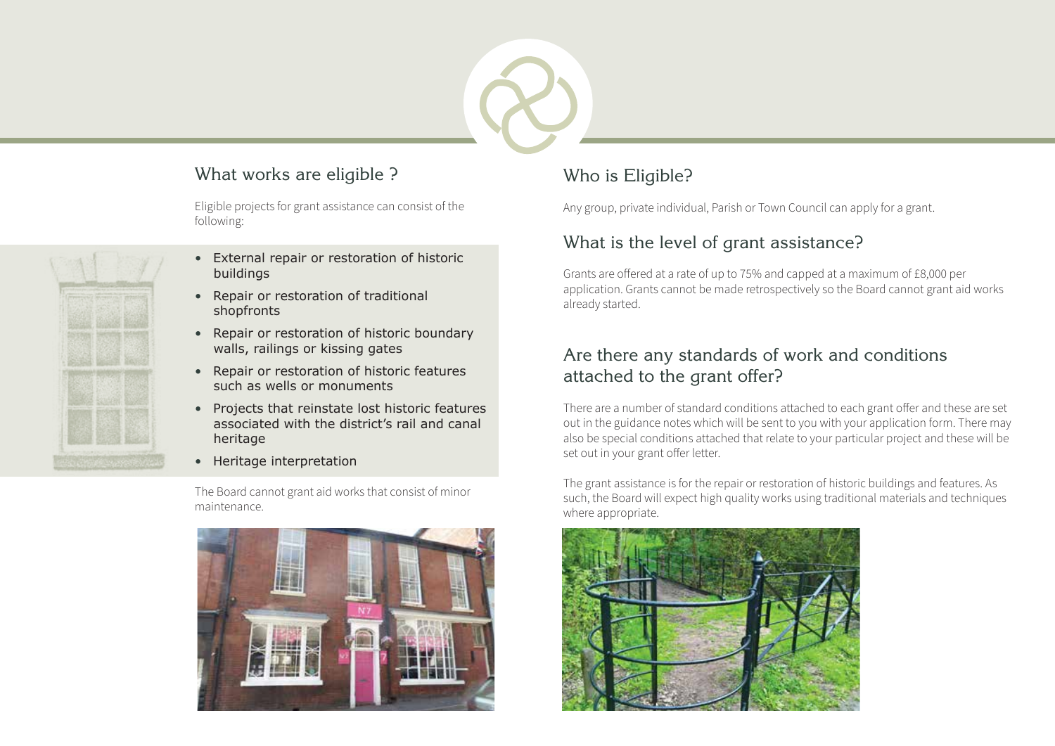## What works are eligible ?

Eligible projects for grant assistance can consist of the following:

- External repair or restoration of historic buildings
- Repair or restoration of traditional shopfronts
- Repair or restoration of historic boundary walls, railings or kissing gates
- Repair or restoration of historic features such as wells or monuments
- Projects that reinstate lost historic features associated with the district's rail and canal heritage
- Heritage interpretation

The Board cannot grant aid works that consist of minor maintenance.

## Who is Eligible?

Any group, private individual, Parish or Town Council can apply for a grant.

## What is the level of grant assistance?

Grants are offered at a rate of up to 75% and capped at a maximum of £8,000 per application. Grants cannot be made retrospectively so the Board cannot grant aid works already started.

## Are there any standards of work and conditions attached to the grant offer?

There are a number of standard conditions attached to each grant offer and these are set out in the guidance notes which will be sent to you with your application form. There may also be special conditions attached that relate to your particular project and these will be set out in your grant offer letter.

The grant assistance is for the repair or restoration of historic buildings and features. As such, the Board will expect high quality works using traditional materials and techniques where appropriate.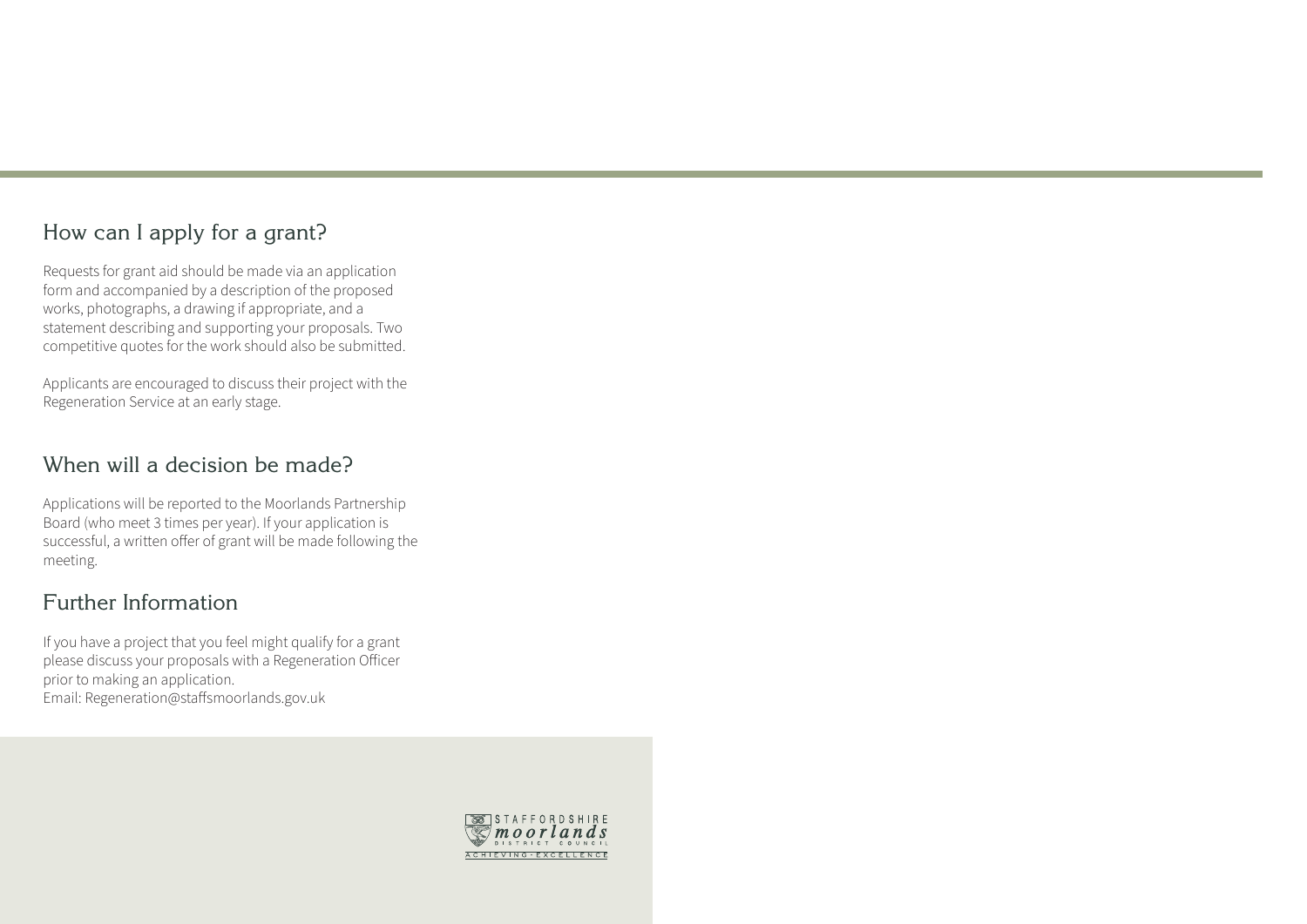## How can I apply for a grant?

Requests for grant aid should be made via an application form and accompanied by a description of the proposed works, photographs, a drawing if appropriate, and a statement describing and supporting your proposals. Two competitive quotes for the work should also be submitted.

Applicants are encouraged to discuss their project with the Regeneration Service at an early stage.

## When will a decision be made?

Applications will be reported to the Moorlands Partnership Board (who meet 3 times per year). If your application is successful, a written offer of grant will be made following the meeting.

## Further Information

If you have a project that you feel might qualify for a grant please discuss your proposals with a Regeneration Officer prior to making an application.
Email: Regeneration@staffsmoorlands.gov.uk

STAFFORDSHIRE moorlands DISTRICT COUNCIL
ACHIEVING EXCELLENCE